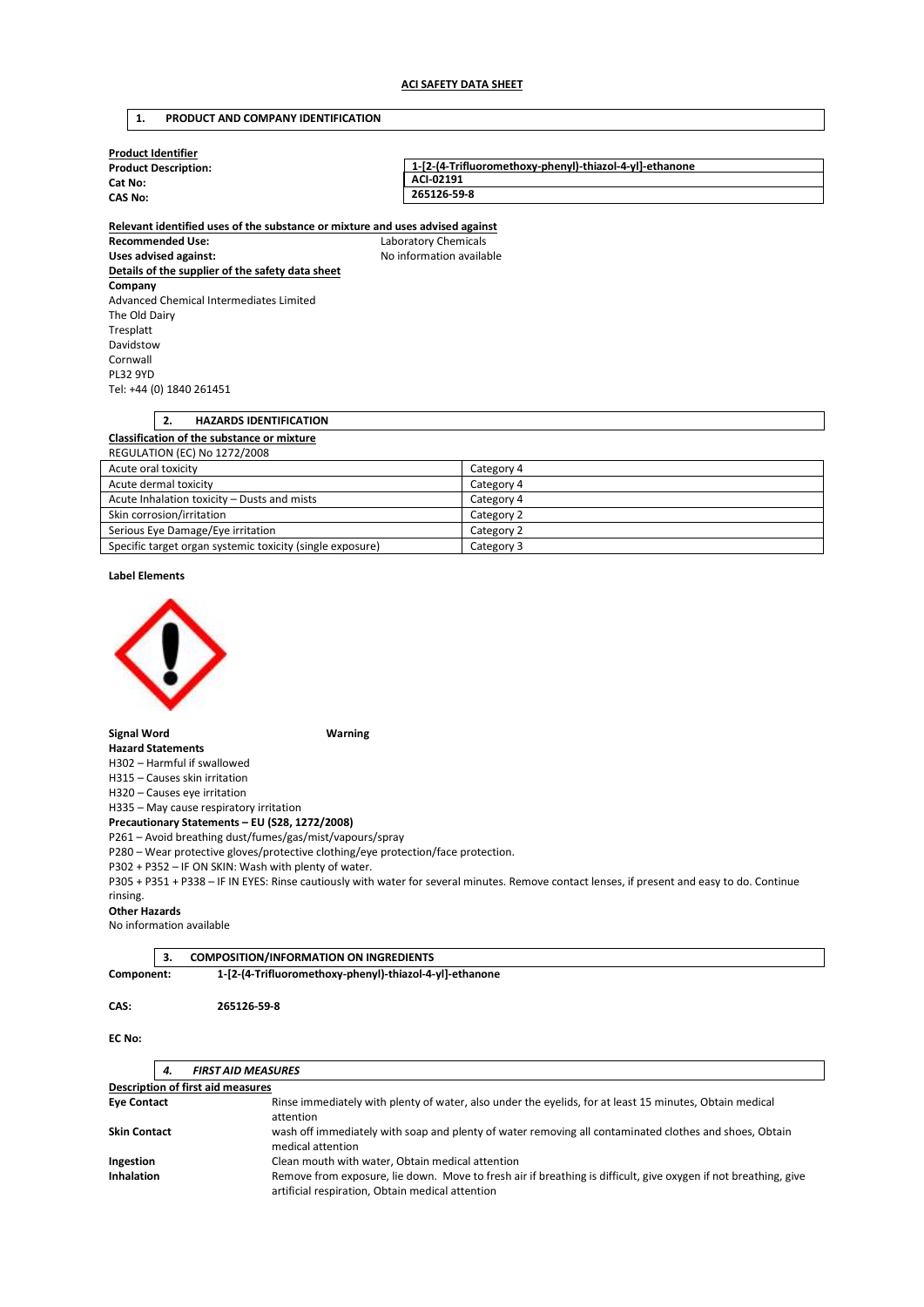# ACI SAFETY DATA SHEET

## 1. PRODUCT AND COMPANY IDENTIFICATION

**Product Identifier**

| | |
|---|---|
| **Product Description:** | **1-[2-(4-Trifluoromethoxy-phenyl)-thiazol-4-yl]-ethanone** |
| **Cat No:** | **ACI-02191** |
| **CAS No:** | **265126-59-8** |

**Relevant identified uses of the substance or mixture and uses advised against**

**Recommended Use:** Laboratory Chemicals
**Uses advised against:** No information available

**Details of the supplier of the safety data sheet**

**Company**
Advanced Chemical Intermediates Limited
The Old Dairy
Tresplatt
Davidstow
Cornwall
PL32 9YD
Tel: +44 (0) 1840 261451

## 2. HAZARDS IDENTIFICATION

**Classification of the substance or mixture**

REGULATION (EC) No 1272/2008

| | |
|---|---|
| Acute oral toxicity | Category 4 |
| Acute dermal toxicity | Category 4 |
| Acute Inhalation toxicity – Dusts and mists | Category 4 |
| Skin corrosion/irritation | Category 2 |
| Serious Eye Damage/Eye irritation | Category 2 |
| Specific target organ systemic toxicity (single exposure) | Category 3 |

**Label Elements**

**Signal Word** **Warning**

**Hazard Statements**

H302 – Harmful if swallowed
H315 – Causes skin irritation
H320 – Causes eye irritation
H335 – May cause respiratory irritation

**Precautionary Statements – EU (S28, 1272/2008)**

P261 – Avoid breathing dust/fumes/gas/mist/vapours/spray
P280 – Wear protective gloves/protective clothing/eye protection/face protection.
P302 + P352 – IF ON SKIN: Wash with plenty of water.
P305 + P351 + P338 – IF IN EYES: Rinse cautiously with water for several minutes. Remove contact lenses, if present and easy to do. Continue rinsing.

**Other Hazards**

No information available

## 3. COMPOSITION/INFORMATION ON INGREDIENTS

**Component:** **1-[2-(4-Trifluoromethoxy-phenyl)-thiazol-4-yl]-ethanone**

**CAS:** **265126-59-8**

**EC No:**

## *4. FIRST AID MEASURES*

**Description of first aid measures**

| | |
|---|---|
| **Eye Contact** | Rinse immediately with plenty of water, also under the eyelids, for at least 15 minutes, Obtain medical attention |
| **Skin Contact** | wash off immediately with soap and plenty of water removing all contaminated clothes and shoes, Obtain medical attention |
| **Ingestion** | Clean mouth with water, Obtain medical attention |
| **Inhalation** | Remove from exposure, lie down. Move to fresh air if breathing is difficult, give oxygen if not breathing, give artificial respiration, Obtain medical attention |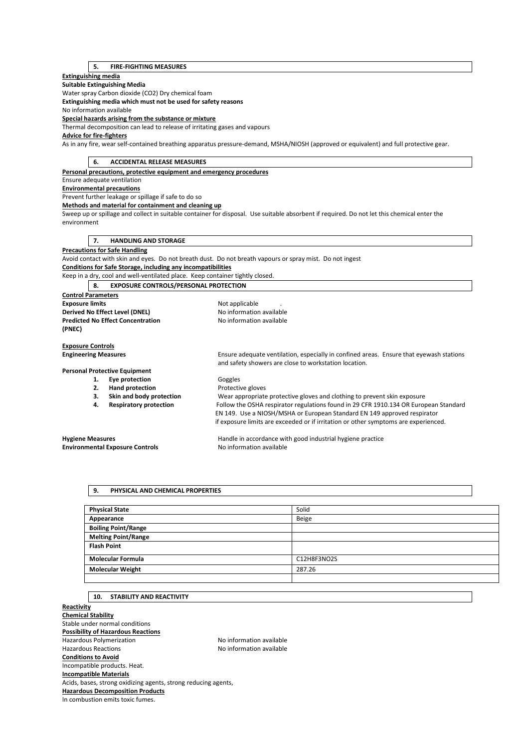## 5. FIRE-FIGHTING MEASURES

**Extinguishing media**

**Suitable Extinguishing Media**

Water spray Carbon dioxide ($CO_2$) Dry chemical foam

**Extinguishing media which must not be used for safety reasons**

No information available

**Special hazards arising from the substance or mixture**

Thermal decomposition can lead to release of irritating gases and vapours

**Advice for fire-fighters**

As in any fire, wear self-contained breathing apparatus pressure-demand, MSHA/NIOSH (approved or equivalent) and full protective gear.

## 6. ACCIDENTAL RELEASE MEASURES

**Personal precautions, protective equipment and emergency procedures**

Ensure adequate ventilation

**Environmental precautions**

Prevent further leakage or spillage if safe to do so

**Methods and material for containment and cleaning up**

Sweep up or spillage and collect in suitable container for disposal. Use suitable absorbent if required. Do not let this chemical enter the environment

## 7. HANDLING AND STORAGE

**Precautions for Safe Handling**

Avoid contact with skin and eyes. Do not breath dust. Do not breath vapours or spray mist. Do not ingest

**Conditions for Safe Storage, including any incompatibilities**

Keep in a dry, cool and well-ventilated place. Keep container tightly closed.

## 8. EXPOSURE CONTROLS/PERSONAL PROTECTION

**Control Parameters**

**Exposure limits** Not applicable .

**Derived No Effect Level (DNEL)** No information available

**Predicted No Effect Concentration (PNEC)** No information available

**Exposure Controls**

**Engineering Measures** Ensure adequate ventilation, especially in confined areas. Ensure that eyewash stations and safety showers are close to workstation location.

**Personal Protective Equipment**

1. **Eye protection** Goggles
2. **Hand protection** Protective gloves
3. **Skin and body protection** Wear appropriate protective gloves and clothing to prevent skin exposure
4. **Respiratory protection** Follow the OSHA respirator regulations found in 29 CFR 1910.134 OR European Standard EN 149. Use a NIOSH/MSHA or European Standard EN 149 approved respirator if exposure limits are exceeded or if irritation or other symptoms are experienced.

**Hygiene Measures** Handle in accordance with good industrial hygiene practice

**Environmental Exposure Controls** No information available

## 9. PHYSICAL AND CHEMICAL PROPERTIES

| Physical State | Solid |
|---|---|
| Appearance | Beige |
| Boiling Point/Range | |
| Melting Point/Range | |
| Flash Point | |
| Molecular Formula | $C_{12}H_8F_3NO_2S$ |
| Molecular Weight | 287.26 |
| | |

## 10. STABILITY AND REACTIVITY

**Reactivity**

**Chemical Stability**

Stable under normal conditions

**Possibility of Hazardous Reactions**

Hazardous Polymerization No information available

Hazardous Reactions No information available

**Conditions to Avoid**

Incompatible products. Heat.

**Incompatible Materials**

Acids, bases, strong oxidizing agents, strong reducing agents,

**Hazardous Decomposition Products**

In combustion emits toxic fumes.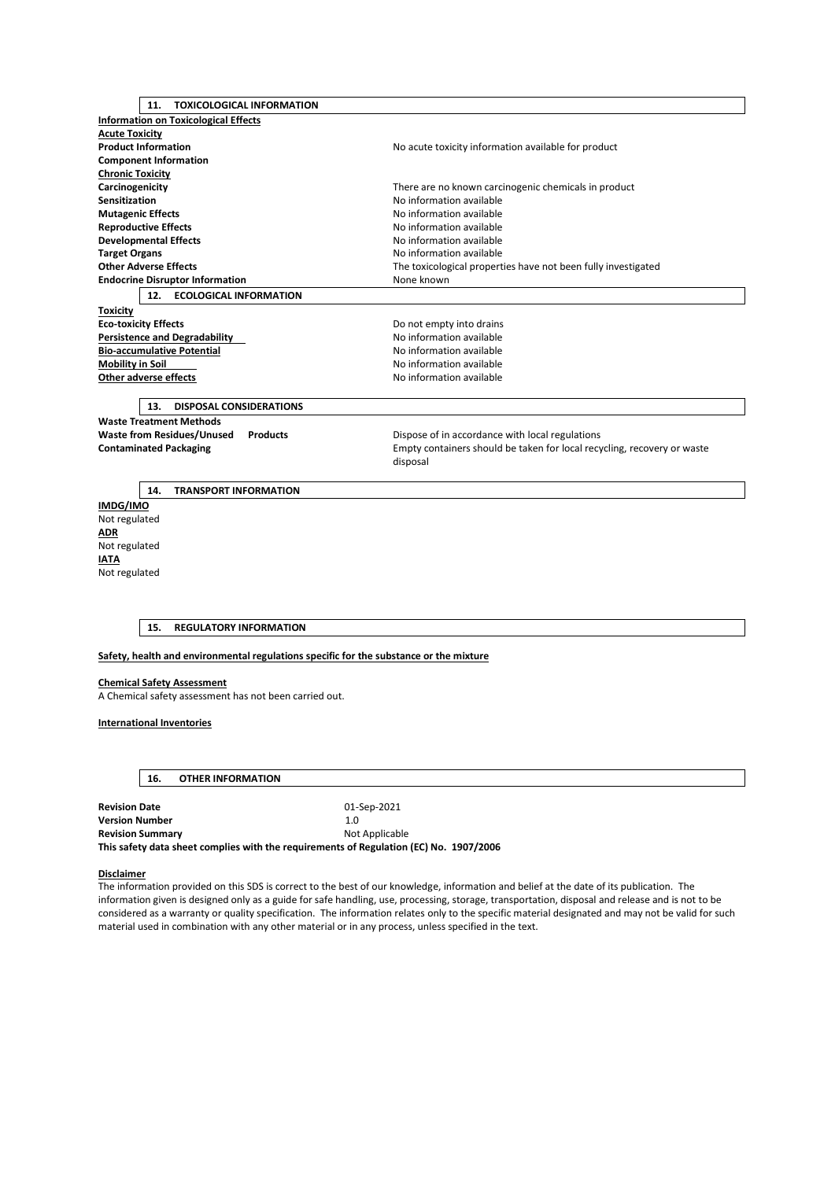## 11. TOXICOLOGICAL INFORMATION

| | |
|---|---|
| **Information on Toxicological Effects** | |
| **Acute Toxicity** | |
| **Product Information** | No acute toxicity information available for product |
| **Component Information** | |
| **Chronic Toxicity** | |
| **Carcinogenicity** | There are no known carcinogenic chemicals in product |
| **Sensitization** | No information available |
| **Mutagenic Effects** | No information available |
| **Reproductive Effects** | No information available |
| **Developmental Effects** | No information available |
| **Target Organs** | No information available |
| **Other Adverse Effects** | The toxicological properties have not been fully investigated |
| **Endocrine Disruptor Information** | None known |

## 12. ECOLOGICAL INFORMATION

| | |
|---|---|
| **Toxicity** | |
| **Eco-toxicity Effects** | Do not empty into drains |
| **Persistence and Degradability** | No information available |
| **Bio-accumulative Potential** | No information available |
| **Mobility in Soil** | No information available |
| **Other adverse effects** | No information available |

## 13. DISPOSAL CONSIDERATIONS

| | |
|---|---|
| **Waste Treatment Methods** | |
| **Waste from Residues/Unused Products** | Dispose of in accordance with local regulations |
| **Contaminated Packaging** | Empty containers should be taken for local recycling, recovery or waste disposal |

## 14. TRANSPORT INFORMATION

**IMDG/IMO**
Not regulated

**ADR**
Not regulated

**IATA**
Not regulated

## 15. REGULATORY INFORMATION

**Safety, health and environmental regulations specific for the substance or the mixture**

**Chemical Safety Assessment**

A Chemical safety assessment has not been carried out.

**International Inventories**

## 16. OTHER INFORMATION

| | |
|---|---|
| **Revision Date** | 01-Sep-2021 |
| **Version Number** | 1.0 |
| **Revision Summary** | Not Applicable |

**This safety data sheet complies with the requirements of Regulation (EC) No. 1907/2006**

**Disclaimer**

The information provided on this SDS is correct to the best of our knowledge, information and belief at the date of its publication. The information given is designed only as a guide for safe handling, use, processing, storage, transportation, disposal and release and is not to be considered as a warranty or quality specification. The information relates only to the specific material designated and may not be valid for such material used in combination with any other material or in any process, unless specified in the text.